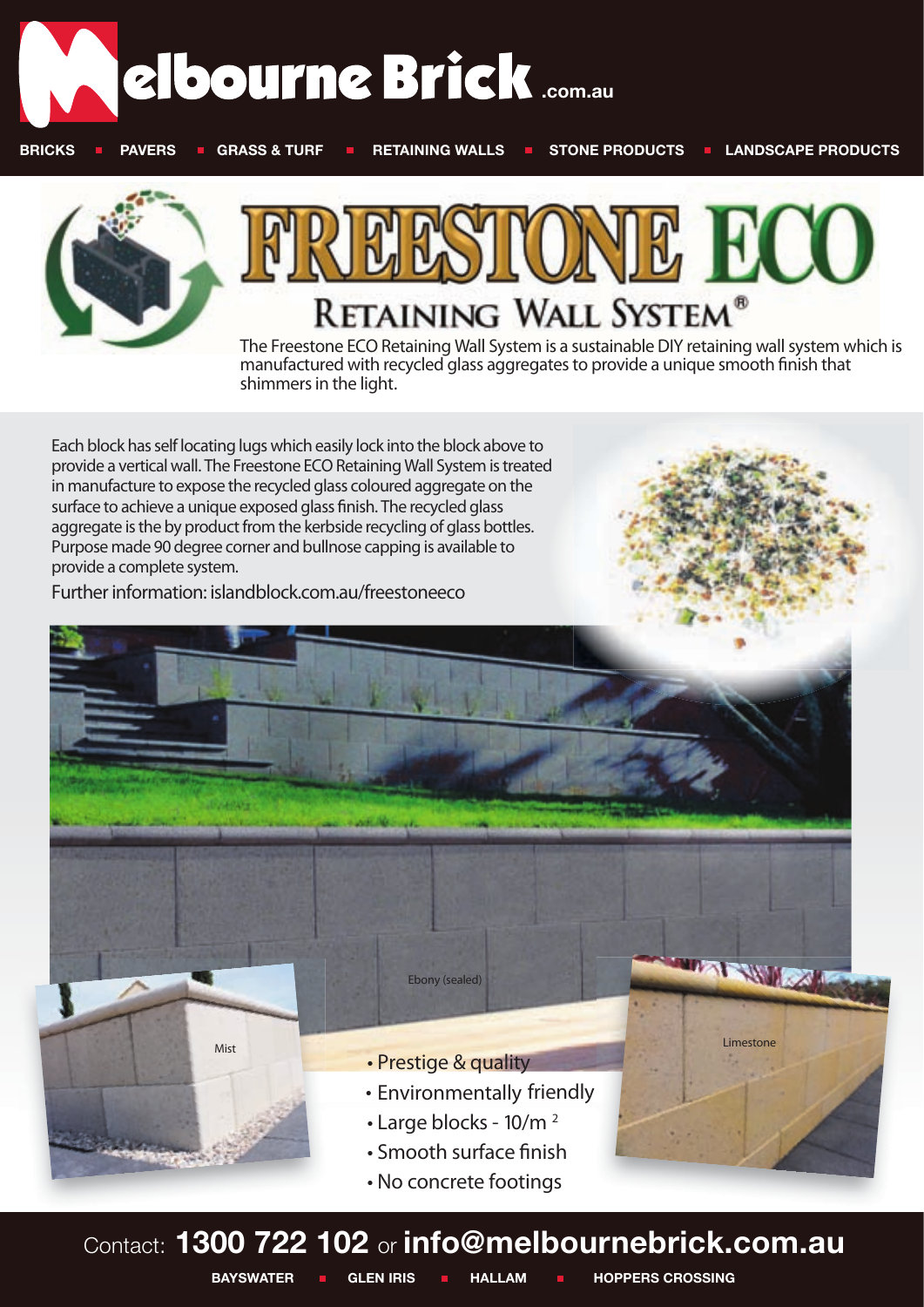# Melbourne Brick.com.au

BRICKS ■ PAVERS ■ GRASS & TURF ■ RETAINING WALLS ■ STONE PRODUCTS ■ LANDSCAPE PRODUCTS

# FREESTONE ECO

## RETAINING WALL SYSTEM®

The Freestone ECO Retaining Wall System is a sustainable DIY retaining wall system which is manufactured with recycled glass aggregates to provide a unique smooth finish that shimmers in the light.

Each block has self locating lugs which easily lock into the block above to provide a vertical wall. The Freestone ECO Retaining Wall System is treated in manufacture to expose the recycled glass coloured aggregate on the surface to achieve a unique exposed glass finish. The recycled glass aggregate is the by product from the kerbside recycling of glass bottles. Purpose made 90 degree corner and bullnose capping is available to provide a complete system.

Further information: islandblock.com.au/freestoneeco

Ebony (sealed)

Mist

Limestone

- Prestige & quality
- Environmentally friendly
- Large blocks - 10/m²
- Smooth surface finish
- No concrete footings

Contact: **1300 722 102** or **info@melbournebrick.com.au**

BAYSWATER ■ GLEN IRIS ■ HALLAM ■ HOPPERS CROSSING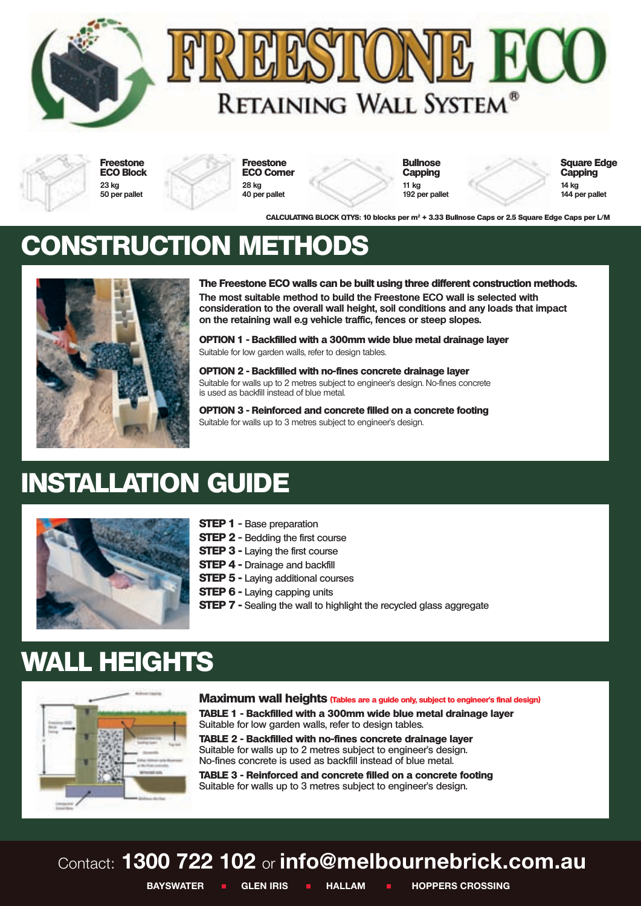# FREESTONE ECO

RETAINING WALL SYSTEM®

**Freestone ECO Block**
23 kg
50 per pallet

**Freestone ECO Corner**
28 kg
40 per pallet

**Bullnose Capping**
11 kg
192 per pallet

**Square Edge Capping**
14 kg
144 per pallet

**CALCULATING BLOCK QTYS: 10 blocks per m² + 3.33 Bullnose Caps or 2.5 Square Edge Caps per L/M**

## CONSTRUCTION METHODS

**The Freestone ECO walls can be built using three different construction methods. The most suitable method to build the Freestone ECO wall is selected with consideration to the overall wall height, soil conditions and any loads that impact on the retaining wall e.g vehicle traffic, fences or steep slopes.**

**OPTION 1 - Backfilled with a 300mm wide blue metal drainage layer**
Suitable for low garden walls, refer to design tables.

**OPTION 2 - Backfilled with no-fines concrete drainage layer**
Suitable for walls up to 2 metres subject to engineer's design. No-fines concrete is used as backfill instead of blue metal.

**OPTION 3 - Reinforced and concrete filled on a concrete footing**
Suitable for walls up to 3 metres subject to engineer's design.

## INSTALLATION GUIDE

**STEP 1 -** Base preparation
**STEP 2 -** Bedding the first course
**STEP 3 -** Laying the first course
**STEP 4 -** Drainage and backfill
**STEP 5 -** Laying additional courses
**STEP 6 -** Laying capping units
**STEP 7 -** Sealing the wall to highlight the recycled glass aggregate

## WALL HEIGHTS

**Maximum wall heights** (Tables are a guide only, subject to engineer's final design)

**TABLE 1 - Backfilled with a 300mm wide blue metal drainage layer**
Suitable for low garden walls, refer to design tables.

**TABLE 2 - Backfilled with no-fines concrete drainage layer**
Suitable for walls up to 2 metres subject to engineer's design.
No-fines concrete is used as backfill instead of blue metal.

**TABLE 3 - Reinforced and concrete filled on a concrete footing**
Suitable for walls up to 3 metres subject to engineer's design.

Contact: **1300 722 102** or **info@melbournebrick.com.au**

**BAYSWATER ■ GLEN IRIS ■ HALLAM ■ HOPPERS CROSSING**